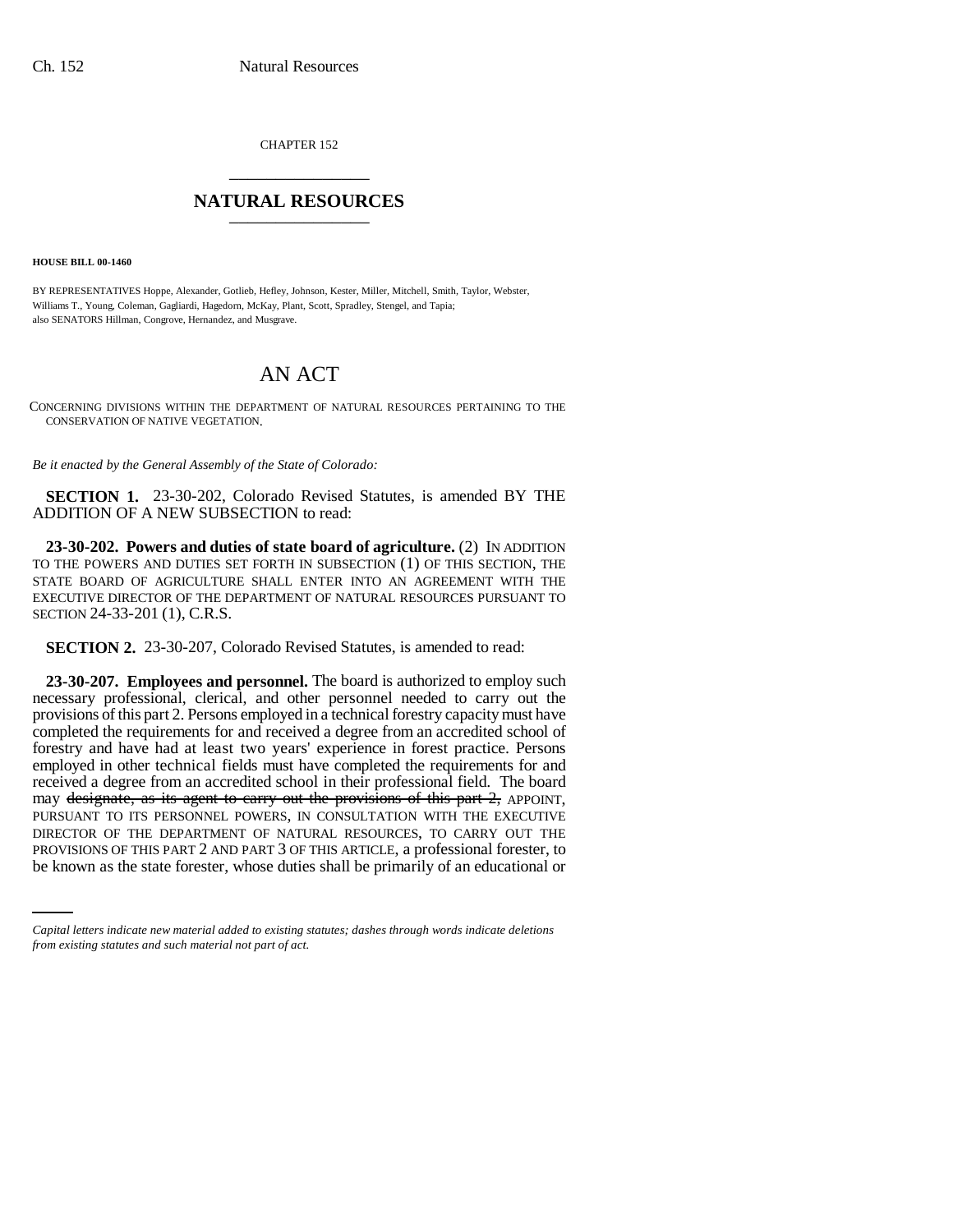CHAPTER 152

# NATURAL RESOURCES

**HOUSE BILL 00-1460**

BY REPRESENTATIVES Hoppe, Alexander, Gotlieb, Hefley, Johnson, Kester, Miller, Mitchell, Smith, Taylor, Webster, Williams T., Young, Coleman, Gagliardi, Hagedorn, McKay, Plant, Scott, Spradley, Stengel, and Tapia;
also SENATORS Hillman, Congrove, Hernandez, and Musgrave.

# AN ACT

CONCERNING DIVISIONS WITHIN THE DEPARTMENT OF NATURAL RESOURCES PERTAINING TO THE CONSERVATION OF NATIVE VEGETATION.

*Be it enacted by the General Assembly of the State of Colorado:*

**SECTION 1.** 23-30-202, Colorado Revised Statutes, is amended BY THE ADDITION OF A NEW SUBSECTION to read:

**23-30-202. Powers and duties of state board of agriculture.** (2) IN ADDITION TO THE POWERS AND DUTIES SET FORTH IN SUBSECTION (1) OF THIS SECTION, THE STATE BOARD OF AGRICULTURE SHALL ENTER INTO AN AGREEMENT WITH THE EXECUTIVE DIRECTOR OF THE DEPARTMENT OF NATURAL RESOURCES PURSUANT TO SECTION 24-33-201 (1), C.R.S.

**SECTION 2.** 23-30-207, Colorado Revised Statutes, is amended to read:

**23-30-207. Employees and personnel.** The board is authorized to employ such necessary professional, clerical, and other personnel needed to carry out the provisions of this part 2. Persons employed in a technical forestry capacity must have completed the requirements for and received a degree from an accredited school of forestry and have had at least two years' experience in forest practice. Persons employed in other technical fields must have completed the requirements for and received a degree from an accredited school in their professional field. The board may ~~designate, as its agent to carry out the provisions of this part 2,~~ APPOINT, PURSUANT TO ITS PERSONNEL POWERS, IN CONSULTATION WITH THE EXECUTIVE DIRECTOR OF THE DEPARTMENT OF NATURAL RESOURCES, TO CARRY OUT THE PROVISIONS OF THIS PART 2 AND PART 3 OF THIS ARTICLE, a professional forester, to be known as the state forester, whose duties shall be primarily of an educational or

*Capital letters indicate new material added to existing statutes; dashes through words indicate deletions from existing statutes and such material not part of act.*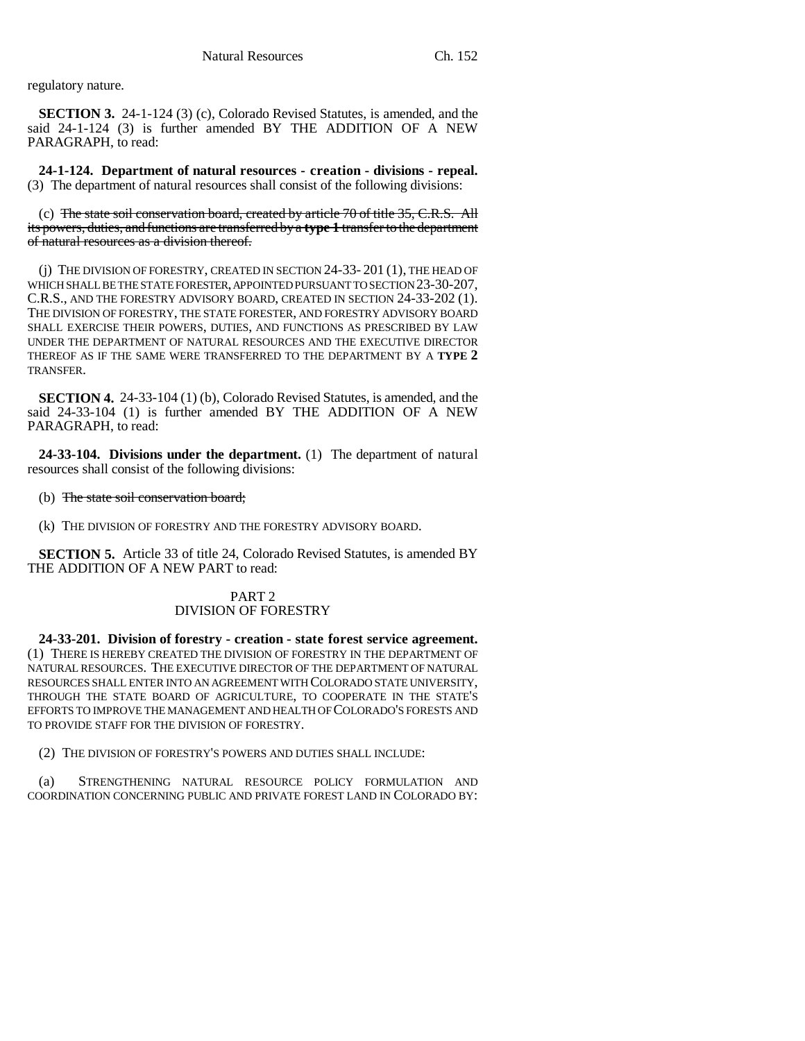regulatory nature.

**SECTION 3.** 24-1-124 (3) (c), Colorado Revised Statutes, is amended, and the said 24-1-124 (3) is further amended BY THE ADDITION OF A NEW PARAGRAPH, to read:

**24-1-124. Department of natural resources - creation - divisions - repeal.** (3) The department of natural resources shall consist of the following divisions:

(c) ~~The state soil conservation board, created by article 70 of title 35, C.R.S. All its powers, duties, and functions are transferred by a **type 1** transfer to the department of natural resources as a division thereof.~~

(j) THE DIVISION OF FORESTRY, CREATED IN SECTION 24-33-201 (1), THE HEAD OF WHICH SHALL BE THE STATE FORESTER, APPOINTED PURSUANT TO SECTION 23-30-207, C.R.S., AND THE FORESTRY ADVISORY BOARD, CREATED IN SECTION 24-33-202 (1). THE DIVISION OF FORESTRY, THE STATE FORESTER, AND FORESTRY ADVISORY BOARD SHALL EXERCISE THEIR POWERS, DUTIES, AND FUNCTIONS AS PRESCRIBED BY LAW UNDER THE DEPARTMENT OF NATURAL RESOURCES AND THE EXECUTIVE DIRECTOR THEREOF AS IF THE SAME WERE TRANSFERRED TO THE DEPARTMENT BY A **TYPE 2** TRANSFER.

**SECTION 4.** 24-33-104 (1) (b), Colorado Revised Statutes, is amended, and the said 24-33-104 (1) is further amended BY THE ADDITION OF A NEW PARAGRAPH, to read:

**24-33-104. Divisions under the department.** (1) The department of natural resources shall consist of the following divisions:

(b) ~~The state soil conservation board;~~

(k) THE DIVISION OF FORESTRY AND THE FORESTRY ADVISORY BOARD.

**SECTION 5.** Article 33 of title 24, Colorado Revised Statutes, is amended BY THE ADDITION OF A NEW PART to read:

PART 2
DIVISION OF FORESTRY

**24-33-201. Division of forestry - creation - state forest service agreement.** (1) THERE IS HEREBY CREATED THE DIVISION OF FORESTRY IN THE DEPARTMENT OF NATURAL RESOURCES. THE EXECUTIVE DIRECTOR OF THE DEPARTMENT OF NATURAL RESOURCES SHALL ENTER INTO AN AGREEMENT WITH COLORADO STATE UNIVERSITY, THROUGH THE STATE BOARD OF AGRICULTURE, TO COOPERATE IN THE STATE'S EFFORTS TO IMPROVE THE MANAGEMENT AND HEALTH OF COLORADO'S FORESTS AND TO PROVIDE STAFF FOR THE DIVISION OF FORESTRY.

(2) THE DIVISION OF FORESTRY'S POWERS AND DUTIES SHALL INCLUDE:

(a) STRENGTHENING NATURAL RESOURCE POLICY FORMULATION AND COORDINATION CONCERNING PUBLIC AND PRIVATE FOREST LAND IN COLORADO BY: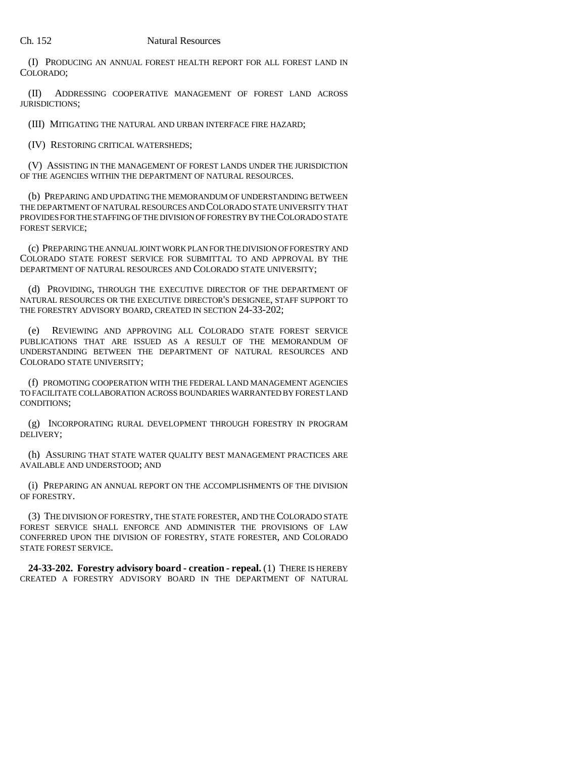(I) PRODUCING AN ANNUAL FOREST HEALTH REPORT FOR ALL FOREST LAND IN COLORADO;

(II) ADDRESSING COOPERATIVE MANAGEMENT OF FOREST LAND ACROSS JURISDICTIONS;

(III) MITIGATING THE NATURAL AND URBAN INTERFACE FIRE HAZARD;

(IV) RESTORING CRITICAL WATERSHEDS;

(V) ASSISTING IN THE MANAGEMENT OF FOREST LANDS UNDER THE JURISDICTION OF THE AGENCIES WITHIN THE DEPARTMENT OF NATURAL RESOURCES.

(b) PREPARING AND UPDATING THE MEMORANDUM OF UNDERSTANDING BETWEEN THE DEPARTMENT OF NATURAL RESOURCES AND COLORADO STATE UNIVERSITY THAT PROVIDES FOR THE STAFFING OF THE DIVISION OF FORESTRY BY THE COLORADO STATE FOREST SERVICE;

(c) PREPARING THE ANNUAL JOINT WORK PLAN FOR THE DIVISION OF FORESTRY AND COLORADO STATE FOREST SERVICE FOR SUBMITTAL TO AND APPROVAL BY THE DEPARTMENT OF NATURAL RESOURCES AND COLORADO STATE UNIVERSITY;

(d) PROVIDING, THROUGH THE EXECUTIVE DIRECTOR OF THE DEPARTMENT OF NATURAL RESOURCES OR THE EXECUTIVE DIRECTOR'S DESIGNEE, STAFF SUPPORT TO THE FORESTRY ADVISORY BOARD, CREATED IN SECTION 24-33-202;

(e) REVIEWING AND APPROVING ALL COLORADO STATE FOREST SERVICE PUBLICATIONS THAT ARE ISSUED AS A RESULT OF THE MEMORANDUM OF UNDERSTANDING BETWEEN THE DEPARTMENT OF NATURAL RESOURCES AND COLORADO STATE UNIVERSITY;

(f) PROMOTING COOPERATION WITH THE FEDERAL LAND MANAGEMENT AGENCIES TO FACILITATE COLLABORATION ACROSS BOUNDARIES WARRANTED BY FOREST LAND CONDITIONS;

(g) INCORPORATING RURAL DEVELOPMENT THROUGH FORESTRY IN PROGRAM DELIVERY;

(h) ASSURING THAT STATE WATER QUALITY BEST MANAGEMENT PRACTICES ARE AVAILABLE AND UNDERSTOOD; AND

(i) PREPARING AN ANNUAL REPORT ON THE ACCOMPLISHMENTS OF THE DIVISION OF FORESTRY.

(3) THE DIVISION OF FORESTRY, THE STATE FORESTER, AND THE COLORADO STATE FOREST SERVICE SHALL ENFORCE AND ADMINISTER THE PROVISIONS OF LAW CONFERRED UPON THE DIVISION OF FORESTRY, STATE FORESTER, AND COLORADO STATE FOREST SERVICE.

**24-33-202. Forestry advisory board - creation - repeal.** (1) THERE IS HEREBY CREATED A FORESTRY ADVISORY BOARD IN THE DEPARTMENT OF NATURAL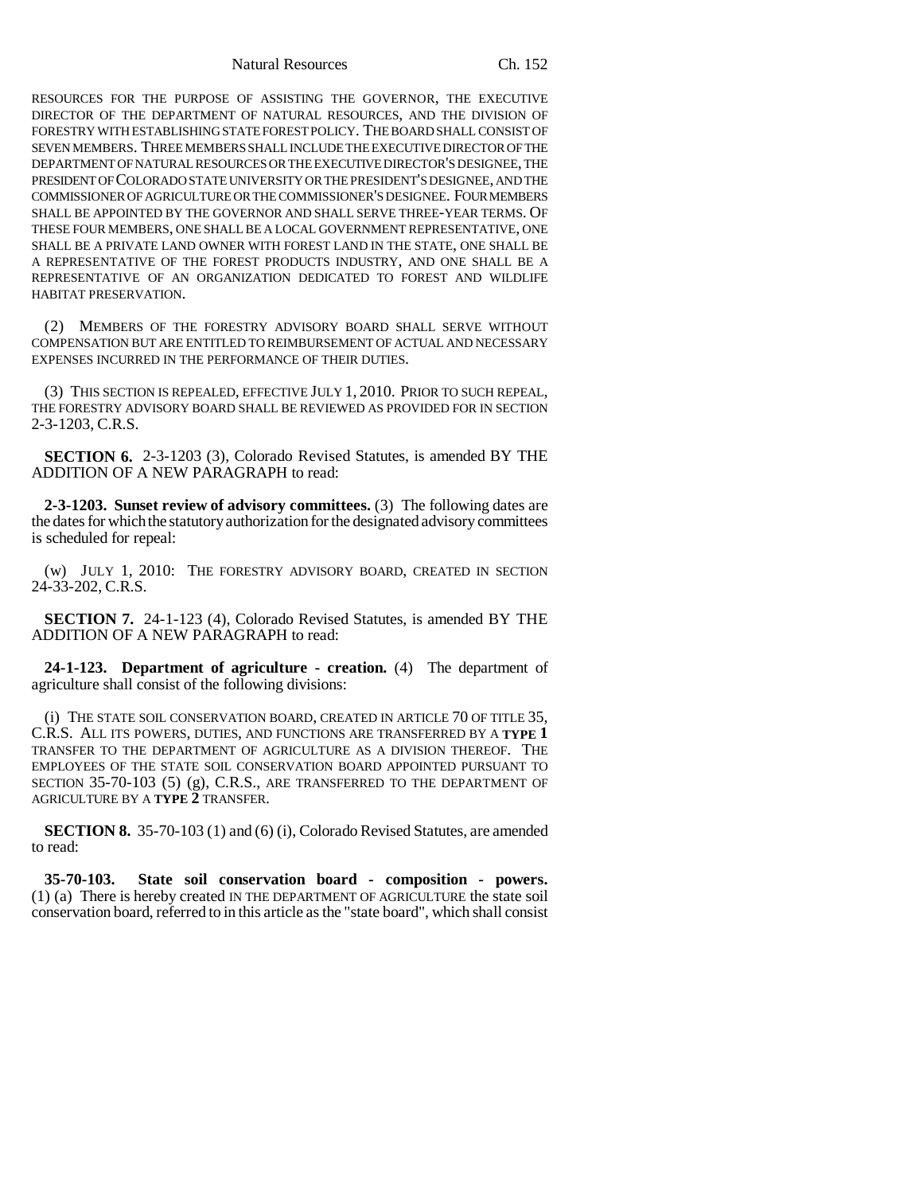RESOURCES FOR THE PURPOSE OF ASSISTING THE GOVERNOR, THE EXECUTIVE DIRECTOR OF THE DEPARTMENT OF NATURAL RESOURCES, AND THE DIVISION OF FORESTRY WITH ESTABLISHING STATE FOREST POLICY. THE BOARD SHALL CONSIST OF SEVEN MEMBERS. THREE MEMBERS SHALL INCLUDE THE EXECUTIVE DIRECTOR OF THE DEPARTMENT OF NATURAL RESOURCES OR THE EXECUTIVE DIRECTOR'S DESIGNEE, THE PRESIDENT OF COLORADO STATE UNIVERSITY OR THE PRESIDENT'S DESIGNEE, AND THE COMMISSIONER OF AGRICULTURE OR THE COMMISSIONER'S DESIGNEE. FOUR MEMBERS SHALL BE APPOINTED BY THE GOVERNOR AND SHALL SERVE THREE-YEAR TERMS. OF THESE FOUR MEMBERS, ONE SHALL BE A LOCAL GOVERNMENT REPRESENTATIVE, ONE SHALL BE A PRIVATE LAND OWNER WITH FOREST LAND IN THE STATE, ONE SHALL BE A REPRESENTATIVE OF THE FOREST PRODUCTS INDUSTRY, AND ONE SHALL BE A REPRESENTATIVE OF AN ORGANIZATION DEDICATED TO FOREST AND WILDLIFE HABITAT PRESERVATION.

(2) MEMBERS OF THE FORESTRY ADVISORY BOARD SHALL SERVE WITHOUT COMPENSATION BUT ARE ENTITLED TO REIMBURSEMENT OF ACTUAL AND NECESSARY EXPENSES INCURRED IN THE PERFORMANCE OF THEIR DUTIES.

(3) THIS SECTION IS REPEALED, EFFECTIVE JULY 1, 2010. PRIOR TO SUCH REPEAL, THE FORESTRY ADVISORY BOARD SHALL BE REVIEWED AS PROVIDED FOR IN SECTION 2-3-1203, C.R.S.

**SECTION 6.** 2-3-1203 (3), Colorado Revised Statutes, is amended BY THE ADDITION OF A NEW PARAGRAPH to read:

**2-3-1203. Sunset review of advisory committees.** (3) The following dates are the dates for which the statutory authorization for the designated advisory committees is scheduled for repeal:

(w) JULY 1, 2010: THE FORESTRY ADVISORY BOARD, CREATED IN SECTION 24-33-202, C.R.S.

**SECTION 7.** 24-1-123 (4), Colorado Revised Statutes, is amended BY THE ADDITION OF A NEW PARAGRAPH to read:

**24-1-123. Department of agriculture - creation.** (4) The department of agriculture shall consist of the following divisions:

(i) THE STATE SOIL CONSERVATION BOARD, CREATED IN ARTICLE 70 OF TITLE 35, C.R.S. ALL ITS POWERS, DUTIES, AND FUNCTIONS ARE TRANSFERRED BY A **TYPE 1** TRANSFER TO THE DEPARTMENT OF AGRICULTURE AS A DIVISION THEREOF. THE EMPLOYEES OF THE STATE SOIL CONSERVATION BOARD APPOINTED PURSUANT TO SECTION 35-70-103 (5) (g), C.R.S., ARE TRANSFERRED TO THE DEPARTMENT OF AGRICULTURE BY A **TYPE 2** TRANSFER.

**SECTION 8.** 35-70-103 (1) and (6) (i), Colorado Revised Statutes, are amended to read:

**35-70-103. State soil conservation board - composition - powers.** (1) (a) There is hereby created IN THE DEPARTMENT OF AGRICULTURE the state soil conservation board, referred to in this article as the "state board", which shall consist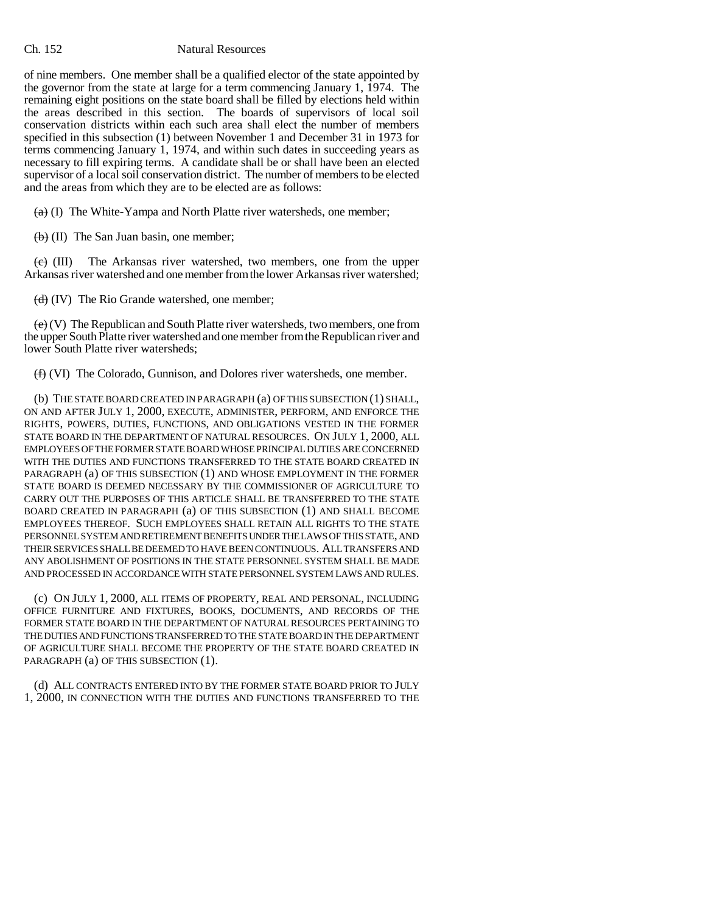of nine members. One member shall be a qualified elector of the state appointed by the governor from the state at large for a term commencing January 1, 1974. The remaining eight positions on the state board shall be filled by elections held within the areas described in this section. The boards of supervisors of local soil conservation districts within each such area shall elect the number of members specified in this subsection (1) between November 1 and December 31 in 1973 for terms commencing January 1, 1974, and within such dates in succeeding years as necessary to fill expiring terms. A candidate shall be or shall have been an elected supervisor of a local soil conservation district. The number of members to be elected and the areas from which they are to be elected are as follows:

~~(a)~~ (I) The White-Yampa and North Platte river watersheds, one member;

~~(b)~~ (II) The San Juan basin, one member;

~~(c)~~ (III) The Arkansas river watershed, two members, one from the upper Arkansas river watershed and one member from the lower Arkansas river watershed;

~~(d)~~ (IV) The Rio Grande watershed, one member;

~~(e)~~ (V) The Republican and South Platte river watersheds, two members, one from the upper South Platte river watershed and one member from the Republican river and lower South Platte river watersheds;

~~(f)~~ (VI) The Colorado, Gunnison, and Dolores river watersheds, one member.

(b) THE STATE BOARD CREATED IN PARAGRAPH (a) OF THIS SUBSECTION (1) SHALL, ON AND AFTER JULY 1, 2000, EXECUTE, ADMINISTER, PERFORM, AND ENFORCE THE RIGHTS, POWERS, DUTIES, FUNCTIONS, AND OBLIGATIONS VESTED IN THE FORMER STATE BOARD IN THE DEPARTMENT OF NATURAL RESOURCES. ON JULY 1, 2000, ALL EMPLOYEES OF THE FORMER STATE BOARD WHOSE PRINCIPAL DUTIES ARE CONCERNED WITH THE DUTIES AND FUNCTIONS TRANSFERRED TO THE STATE BOARD CREATED IN PARAGRAPH (a) OF THIS SUBSECTION (1) AND WHOSE EMPLOYMENT IN THE FORMER STATE BOARD IS DEEMED NECESSARY BY THE COMMISSIONER OF AGRICULTURE TO CARRY OUT THE PURPOSES OF THIS ARTICLE SHALL BE TRANSFERRED TO THE STATE BOARD CREATED IN PARAGRAPH (a) OF THIS SUBSECTION (1) AND SHALL BECOME EMPLOYEES THEREOF. SUCH EMPLOYEES SHALL RETAIN ALL RIGHTS TO THE STATE PERSONNEL SYSTEM AND RETIREMENT BENEFITS UNDER THE LAWS OF THIS STATE, AND THEIR SERVICES SHALL BE DEEMED TO HAVE BEEN CONTINUOUS. ALL TRANSFERS AND ANY ABOLISHMENT OF POSITIONS IN THE STATE PERSONNEL SYSTEM SHALL BE MADE AND PROCESSED IN ACCORDANCE WITH STATE PERSONNEL SYSTEM LAWS AND RULES.

(c) ON JULY 1, 2000, ALL ITEMS OF PROPERTY, REAL AND PERSONAL, INCLUDING OFFICE FURNITURE AND FIXTURES, BOOKS, DOCUMENTS, AND RECORDS OF THE FORMER STATE BOARD IN THE DEPARTMENT OF NATURAL RESOURCES PERTAINING TO THE DUTIES AND FUNCTIONS TRANSFERRED TO THE STATE BOARD IN THE DEPARTMENT OF AGRICULTURE SHALL BECOME THE PROPERTY OF THE STATE BOARD CREATED IN PARAGRAPH (a) OF THIS SUBSECTION (1).

(d) ALL CONTRACTS ENTERED INTO BY THE FORMER STATE BOARD PRIOR TO JULY 1, 2000, IN CONNECTION WITH THE DUTIES AND FUNCTIONS TRANSFERRED TO THE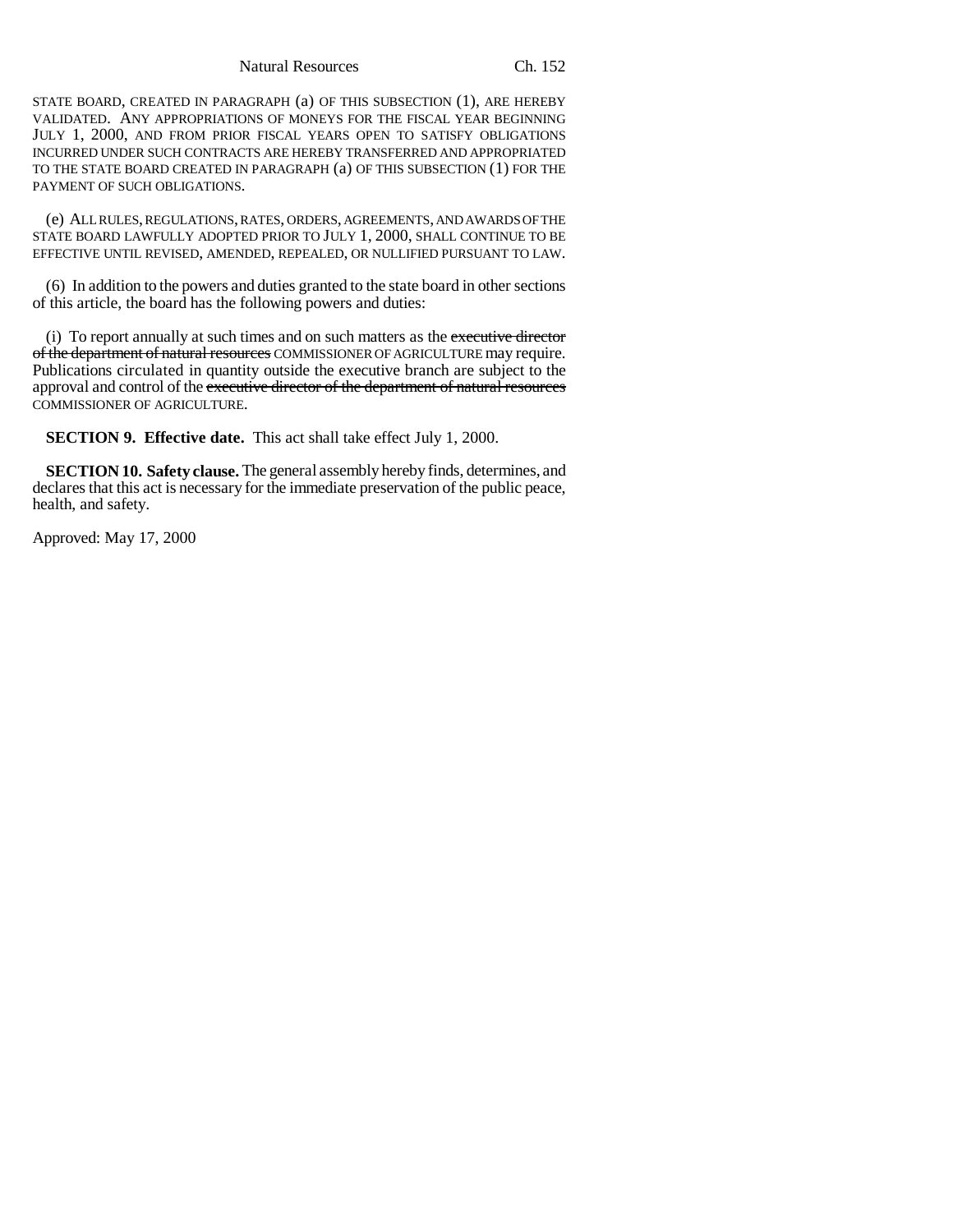STATE BOARD, CREATED IN PARAGRAPH (a) OF THIS SUBSECTION (1), ARE HEREBY VALIDATED. ANY APPROPRIATIONS OF MONEYS FOR THE FISCAL YEAR BEGINNING JULY 1, 2000, AND FROM PRIOR FISCAL YEARS OPEN TO SATISFY OBLIGATIONS INCURRED UNDER SUCH CONTRACTS ARE HEREBY TRANSFERRED AND APPROPRIATED TO THE STATE BOARD CREATED IN PARAGRAPH (a) OF THIS SUBSECTION (1) FOR THE PAYMENT OF SUCH OBLIGATIONS.

(e) ALL RULES, REGULATIONS, RATES, ORDERS, AGREEMENTS, AND AWARDS OF THE STATE BOARD LAWFULLY ADOPTED PRIOR TO JULY 1, 2000, SHALL CONTINUE TO BE EFFECTIVE UNTIL REVISED, AMENDED, REPEALED, OR NULLIFIED PURSUANT TO LAW.

(6) In addition to the powers and duties granted to the state board in other sections of this article, the board has the following powers and duties:

(i) To report annually at such times and on such matters as the ~~executive director of the department of natural resources~~ COMMISSIONER OF AGRICULTURE may require. Publications circulated in quantity outside the executive branch are subject to the approval and control of the ~~executive director of the department of natural resources~~ COMMISSIONER OF AGRICULTURE.

**SECTION 9. Effective date.** This act shall take effect July 1, 2000.

**SECTION 10. Safety clause.** The general assembly hereby finds, determines, and declares that this act is necessary for the immediate preservation of the public peace, health, and safety.

Approved: May 17, 2000